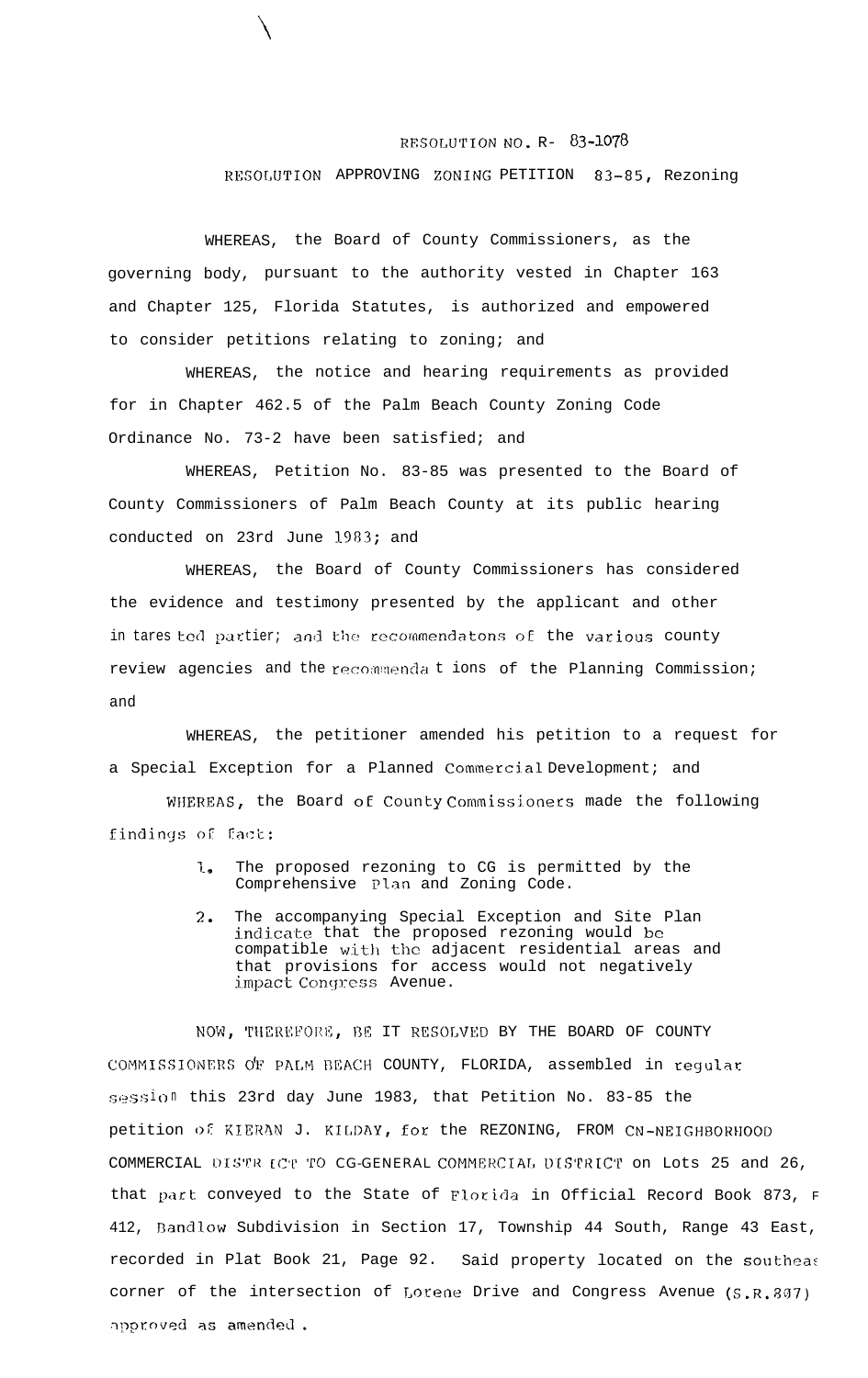RESOLUTION NO. R- 83-1078

RESOLUTION APPROVING ZONING PETITION 83-85, Rezoning

WHEREAS, the Board of County Commissioners, as the governing body, pursuant to the authority vested in Chapter 163 and Chapter 125, Florida Statutes, is authorized and empowered to consider petitions relating to zoning; and

WHEREAS, the notice and hearing requirements as provided for in Chapter 462.5 of the Palm Beach County Zoning Code Ordinance No. 73-2 have been satisfied; and

WHEREAS, Petition No. 83-85 was presented to the Board of County Commissioners of Palm Beach County at its public hearing conducted on 23rd June 1983; and

WHEREAS, the Board of County Commissioners has considered the evidence and testimony presented by the applicant and other in tares ted partier; and the recommendatons of the various county review agencies and the recommenda t ions of the Planning Commission; and

WHEREAS, the petitioner amended his petition to a request for a Special Exception for a Planned Commercial Development; and

WHEREAS, the Board of County Commissioners made the following findings of fact:

1. The proposed rezoning to CG is permitted by the Comprehensive Plan and Zoning Code.
2. The accompanying Special Exception and Site Plan indicate that the proposed rezoning would be compatible with the adjacent residential areas and that provisions for access would not negatively impact Congress Avenue.

NOW, THEREFORE, BE IT RESOLVED BY THE BOARD OF COUNTY COMMISSIONERS OF PALM BEACH COUNTY, FLORIDA, assembled in regular session this 23rd day June 1983, that Petition No. 83-85 the petition of KIERAN J. KILDAY, for the REZONING, FROM CN-NEIGHBORHOOD COMMERCIAL DISTR ICT TO CG-GENERAL COMMERCIAL DISTRICT on Lots 25 and 26, that part conveyed to the State of Florida in Official Record Book 873, F 412, Bandlow Subdivision in Section 17, Township 44 South, Range 43 East, recorded in Plat Book 21, Page 92. Said property located on the southeas corner of the intersection of Lorene Drive and Congress Avenue (S.R.807) approved as amended.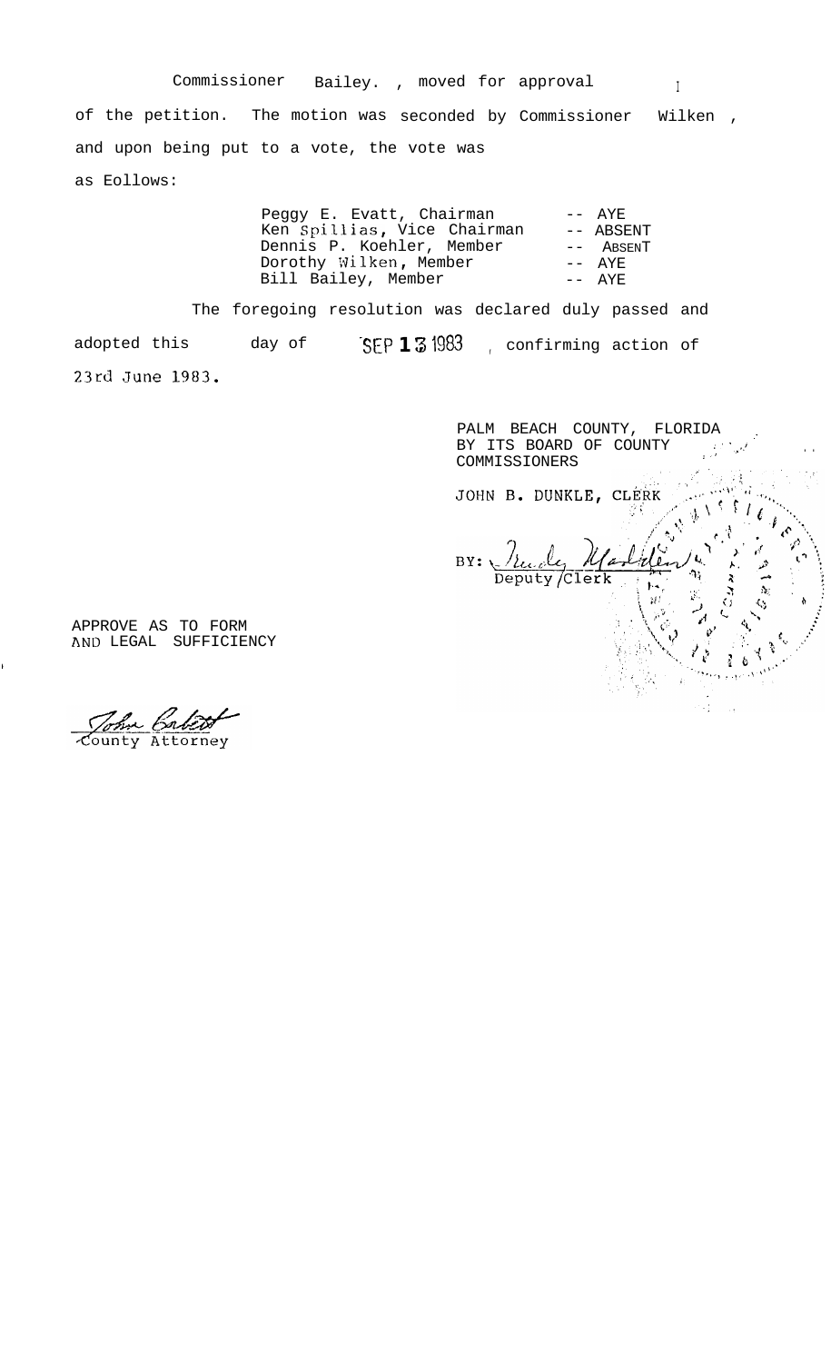Commissioner Bailey. , moved for approval of the petition. The motion was seconded by Commissioner Wilken , and upon being put to a vote, the vote was as Eollows:

| | |
|---|---|
| Peggy E. Evatt, Chairman | -- AYE |
| Ken Spillias, Vice Chairman | -- ABSENT |
| Dennis P. Koehler, Member | -- ABSENT |
| Dorothy Wilken, Member | -- AYE |
| Bill Bailey, Member | -- AYE |

The foregoing resolution was declared duly passed and adopted this day of SEP 13 1983 , confirming action of 23rd June 1983.

PALM BEACH COUNTY, FLORIDA
BY ITS BOARD OF COUNTY
COMMISSIONERS

JOHN B. DUNKLE, CLERK

BY: Trudy Madden
Deputy Clerk

APPROVE AS TO FORM
AND LEGAL SUFFICIENCY

John Corbett
County Attorney